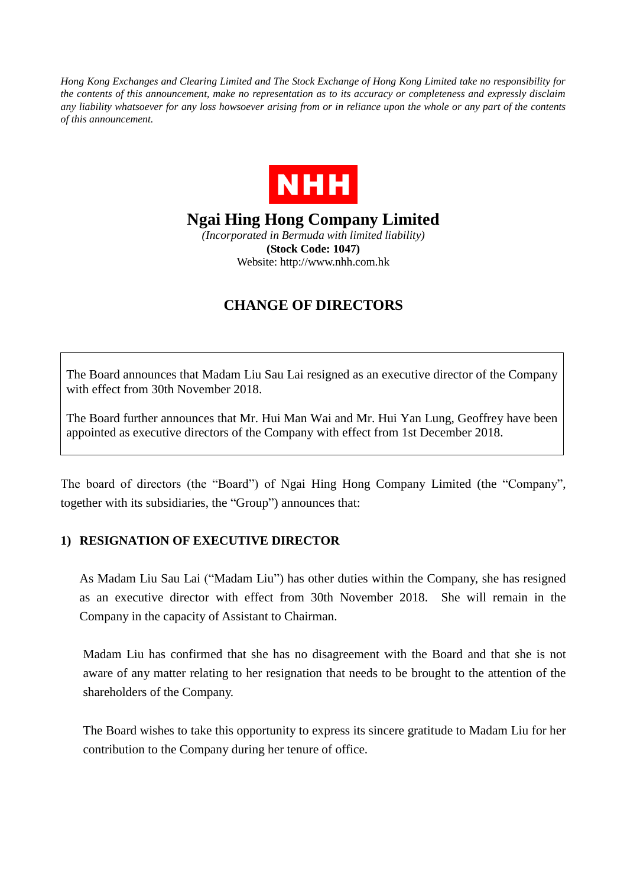*Hong Kong Exchanges and Clearing Limited and The Stock Exchange of Hong Kong Limited take no responsibility for the contents of this announcement, make no representation as to its accuracy or completeness and expressly disclaim any liability whatsoever for any loss howsoever arising from or in reliance upon the whole or any part of the contents of this announcement.*

NHH

# Ngai Hing Hong Company Limited

*(Incorporated in Bermuda with limited liability)*

**(Stock Code: 1047)**

Website: http://www.nhh.com.hk

## CHANGE OF DIRECTORS

The Board announces that Madam Liu Sau Lai resigned as an executive director of the Company with effect from 30th November 2018.

The Board further announces that Mr. Hui Man Wai and Mr. Hui Yan Lung, Geoffrey have been appointed as executive directors of the Company with effect from 1st December 2018.

The board of directors (the "Board") of Ngai Hing Hong Company Limited (the "Company", together with its subsidiaries, the "Group") announces that:

### 1) RESIGNATION OF EXECUTIVE DIRECTOR

As Madam Liu Sau Lai ("Madam Liu") has other duties within the Company, she has resigned as an executive director with effect from 30th November 2018. She will remain in the Company in the capacity of Assistant to Chairman.

Madam Liu has confirmed that she has no disagreement with the Board and that she is not aware of any matter relating to her resignation that needs to be brought to the attention of the shareholders of the Company.

The Board wishes to take this opportunity to express its sincere gratitude to Madam Liu for her contribution to the Company during her tenure of office.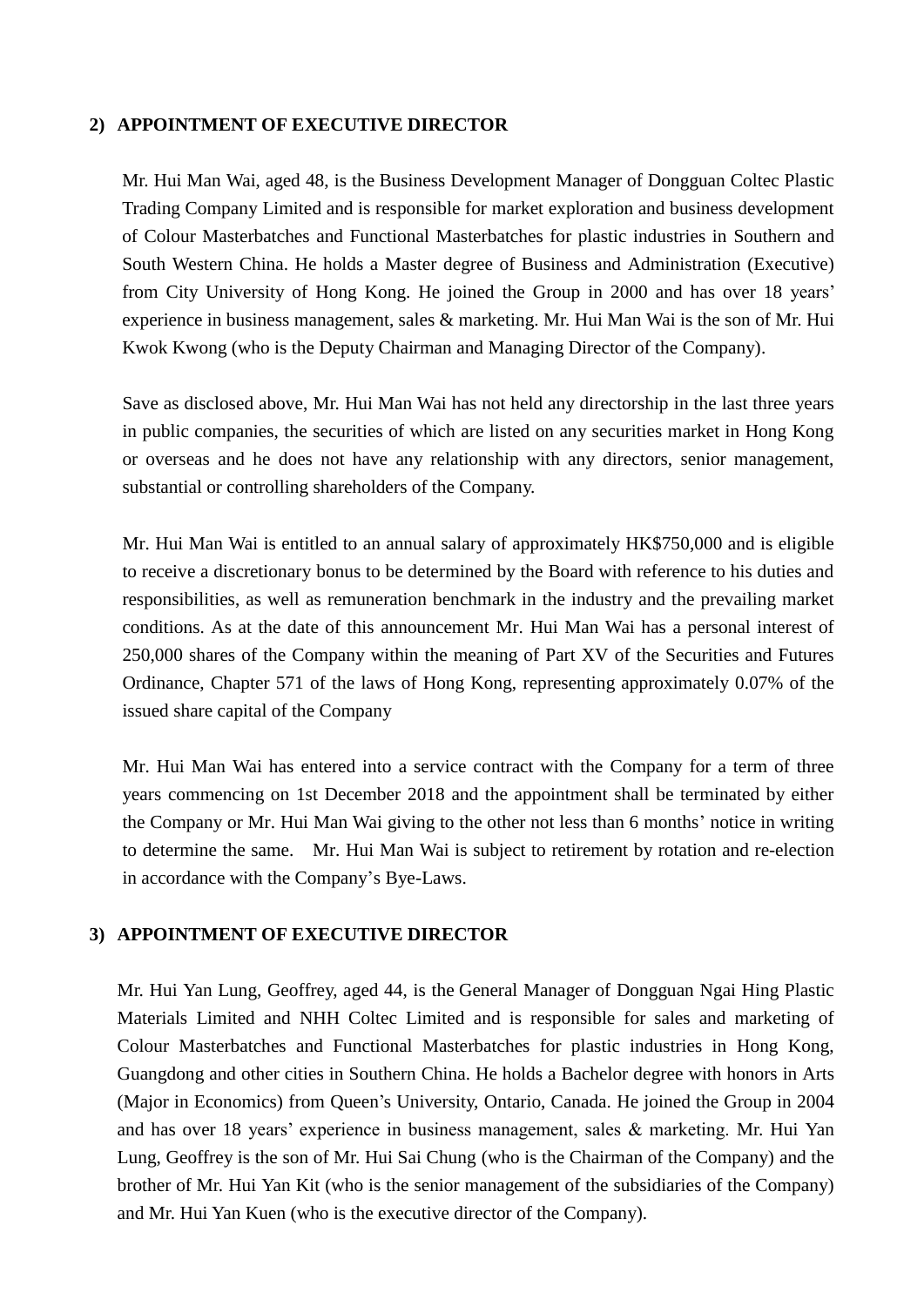## 2) APPOINTMENT OF EXECUTIVE DIRECTOR

Mr. Hui Man Wai, aged 48, is the Business Development Manager of Dongguan Coltec Plastic Trading Company Limited and is responsible for market exploration and business development of Colour Masterbatches and Functional Masterbatches for plastic industries in Southern and South Western China. He holds a Master degree of Business and Administration (Executive) from City University of Hong Kong. He joined the Group in 2000 and has over 18 years' experience in business management, sales & marketing. Mr. Hui Man Wai is the son of Mr. Hui Kwok Kwong (who is the Deputy Chairman and Managing Director of the Company).

Save as disclosed above, Mr. Hui Man Wai has not held any directorship in the last three years in public companies, the securities of which are listed on any securities market in Hong Kong or overseas and he does not have any relationship with any directors, senior management, substantial or controlling shareholders of the Company.

Mr. Hui Man Wai is entitled to an annual salary of approximately HK$750,000 and is eligible to receive a discretionary bonus to be determined by the Board with reference to his duties and responsibilities, as well as remuneration benchmark in the industry and the prevailing market conditions. As at the date of this announcement Mr. Hui Man Wai has a personal interest of 250,000 shares of the Company within the meaning of Part XV of the Securities and Futures Ordinance, Chapter 571 of the laws of Hong Kong, representing approximately 0.07% of the issued share capital of the Company

Mr. Hui Man Wai has entered into a service contract with the Company for a term of three years commencing on 1st December 2018 and the appointment shall be terminated by either the Company or Mr. Hui Man Wai giving to the other not less than 6 months' notice in writing to determine the same. Mr. Hui Man Wai is subject to retirement by rotation and re-election in accordance with the Company's Bye-Laws.

## 3) APPOINTMENT OF EXECUTIVE DIRECTOR

Mr. Hui Yan Lung, Geoffrey, aged 44, is the General Manager of Dongguan Ngai Hing Plastic Materials Limited and NHH Coltec Limited and is responsible for sales and marketing of Colour Masterbatches and Functional Masterbatches for plastic industries in Hong Kong, Guangdong and other cities in Southern China. He holds a Bachelor degree with honors in Arts (Major in Economics) from Queen's University, Ontario, Canada. He joined the Group in 2004 and has over 18 years' experience in business management, sales & marketing. Mr. Hui Yan Lung, Geoffrey is the son of Mr. Hui Sai Chung (who is the Chairman of the Company) and the brother of Mr. Hui Yan Kit (who is the senior management of the subsidiaries of the Company) and Mr. Hui Yan Kuen (who is the executive director of the Company).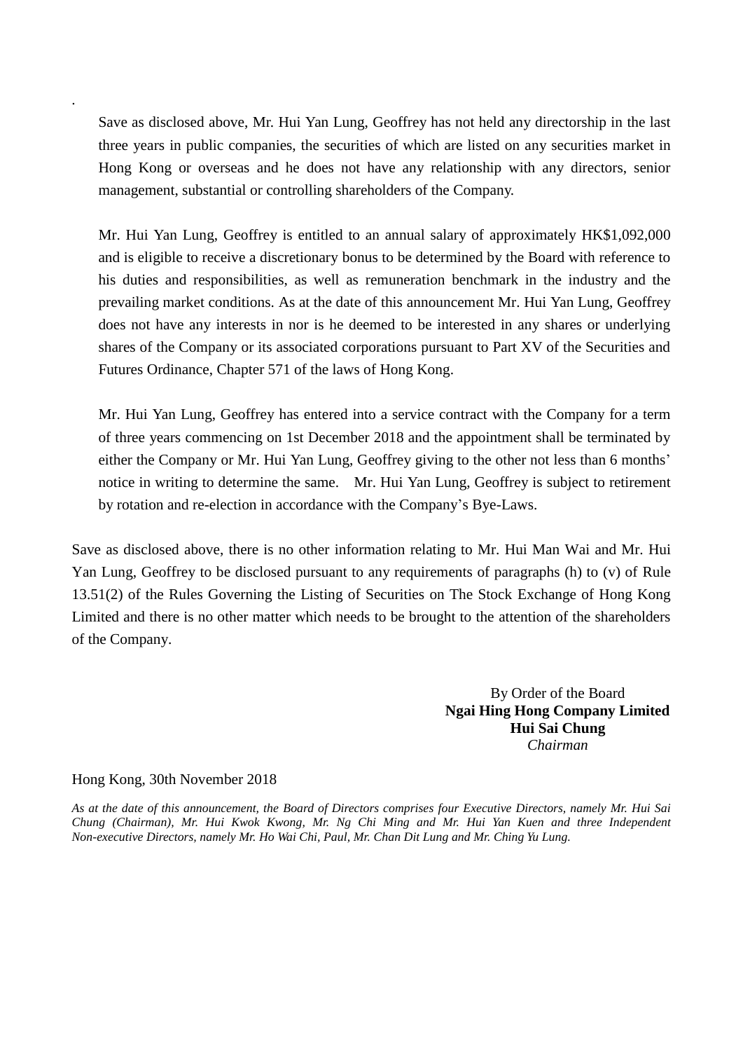.

Save as disclosed above, Mr. Hui Yan Lung, Geoffrey has not held any directorship in the last three years in public companies, the securities of which are listed on any securities market in Hong Kong or overseas and he does not have any relationship with any directors, senior management, substantial or controlling shareholders of the Company.

Mr. Hui Yan Lung, Geoffrey is entitled to an annual salary of approximately HK$1,092,000 and is eligible to receive a discretionary bonus to be determined by the Board with reference to his duties and responsibilities, as well as remuneration benchmark in the industry and the prevailing market conditions. As at the date of this announcement Mr. Hui Yan Lung, Geoffrey does not have any interests in nor is he deemed to be interested in any shares or underlying shares of the Company or its associated corporations pursuant to Part XV of the Securities and Futures Ordinance, Chapter 571 of the laws of Hong Kong.

Mr. Hui Yan Lung, Geoffrey has entered into a service contract with the Company for a term of three years commencing on 1st December 2018 and the appointment shall be terminated by either the Company or Mr. Hui Yan Lung, Geoffrey giving to the other not less than 6 months' notice in writing to determine the same. Mr. Hui Yan Lung, Geoffrey is subject to retirement by rotation and re-election in accordance with the Company's Bye-Laws.

Save as disclosed above, there is no other information relating to Mr. Hui Man Wai and Mr. Hui Yan Lung, Geoffrey to be disclosed pursuant to any requirements of paragraphs (h) to (v) of Rule 13.51(2) of the Rules Governing the Listing of Securities on The Stock Exchange of Hong Kong Limited and there is no other matter which needs to be brought to the attention of the shareholders of the Company.

By Order of the Board
**Ngai Hing Hong Company Limited**
**Hui Sai Chung**
*Chairman*

Hong Kong, 30th November 2018

*As at the date of this announcement, the Board of Directors comprises four Executive Directors, namely Mr. Hui Sai Chung (Chairman), Mr. Hui Kwok Kwong, Mr. Ng Chi Ming and Mr. Hui Yan Kuen and three Independent Non-executive Directors, namely Mr. Ho Wai Chi, Paul, Mr. Chan Dit Lung and Mr. Ching Yu Lung.*